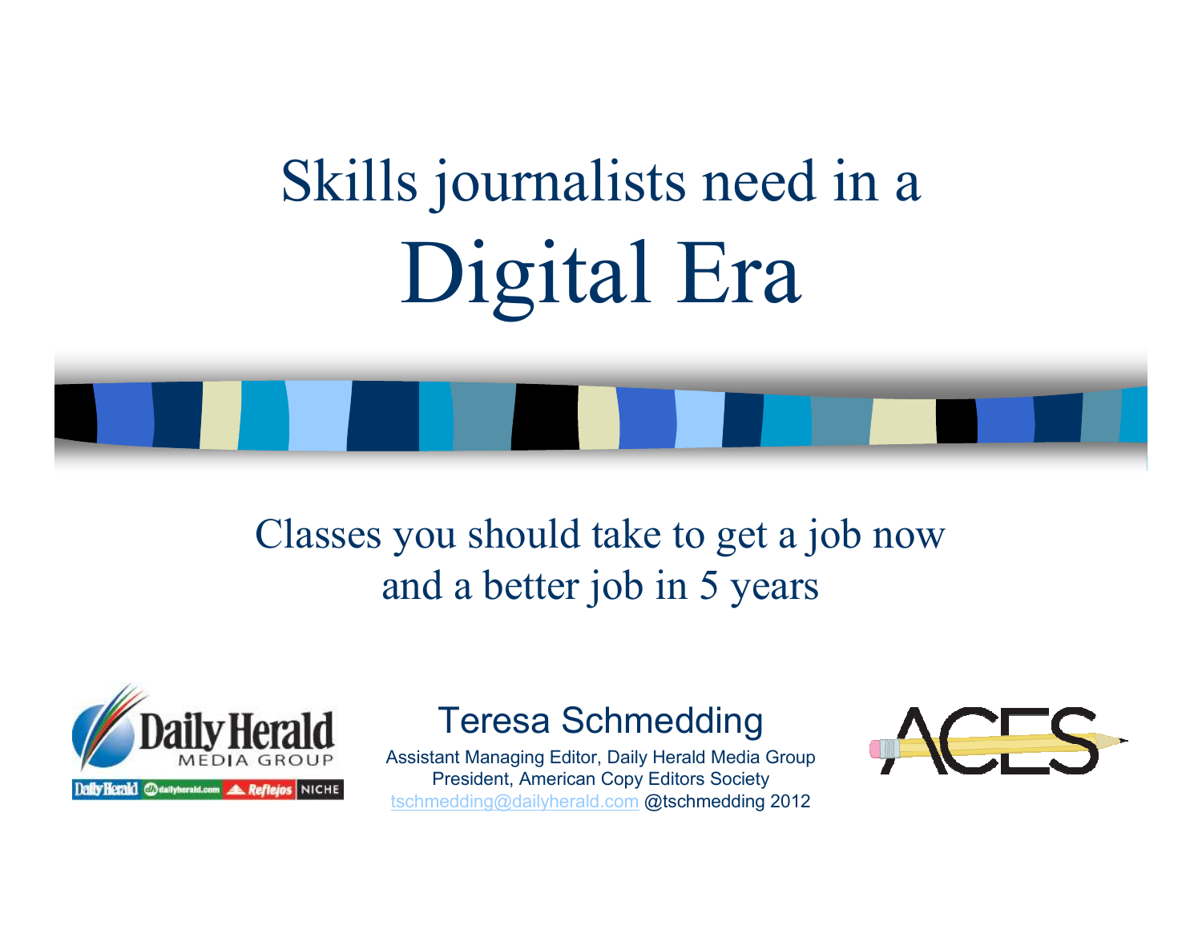# Skills journalists need in a Digital Era

## Classes you should take to get a job now and a better job in 5 years

Teresa Schmedding

Assistant Managing Editor, Daily Herald Media Group
President, American Copy Editors Society
tschmedding@dailyherald.com @tschmedding 2012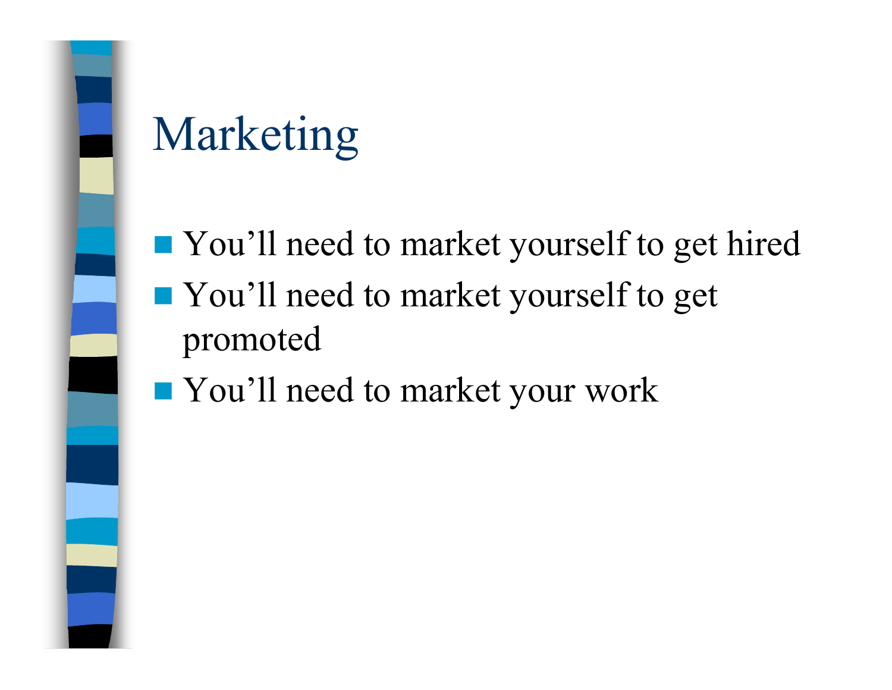# Marketing

- You'll need to market yourself to get hired
- You'll need to market yourself to get promoted
- You'll need to market your work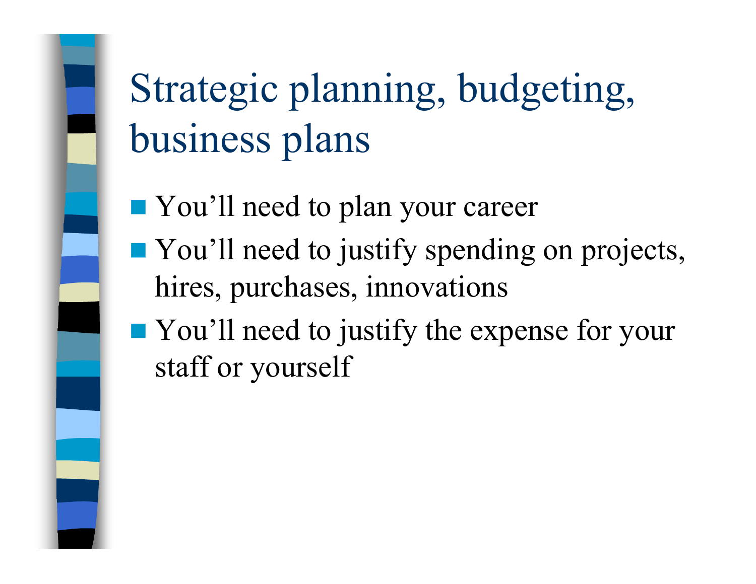# Strategic planning, budgeting, business plans

- You'll need to plan your career
- You'll need to justify spending on projects, hires, purchases, innovations
- You'll need to justify the expense for your staff or yourself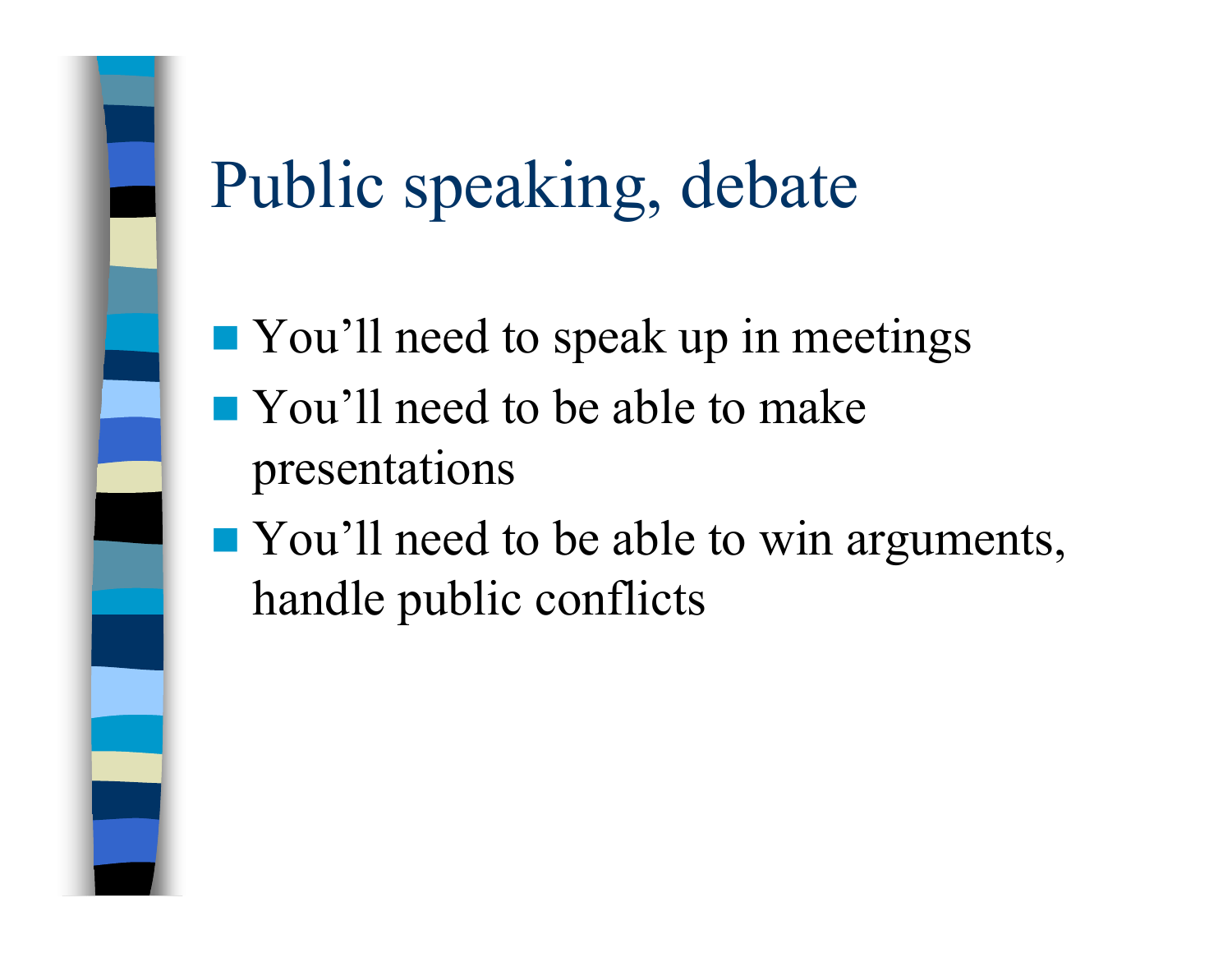# Public speaking, debate

- You'll need to speak up in meetings
- You'll need to be able to make presentations
- You'll need to be able to win arguments, handle public conflicts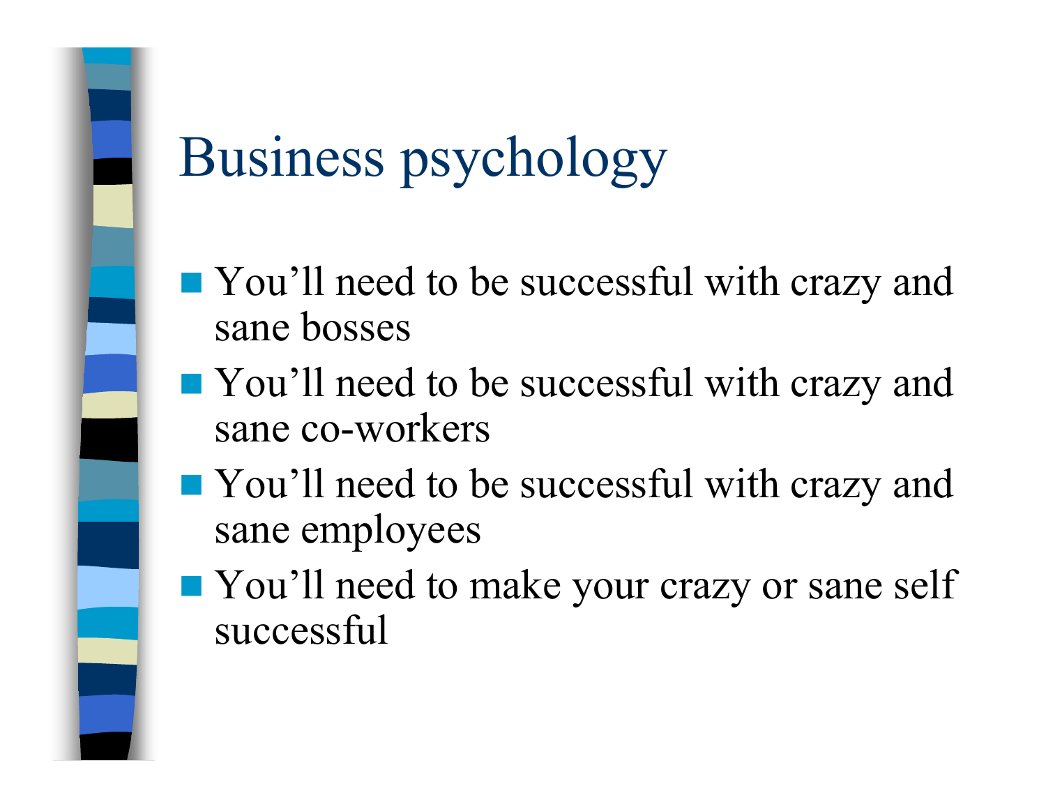# Business psychology

- You’ll need to be successful with crazy and sane bosses
- You’ll need to be successful with crazy and sane co-workers
- You’ll need to be successful with crazy and sane employees
- You’ll need to make your crazy or sane self successful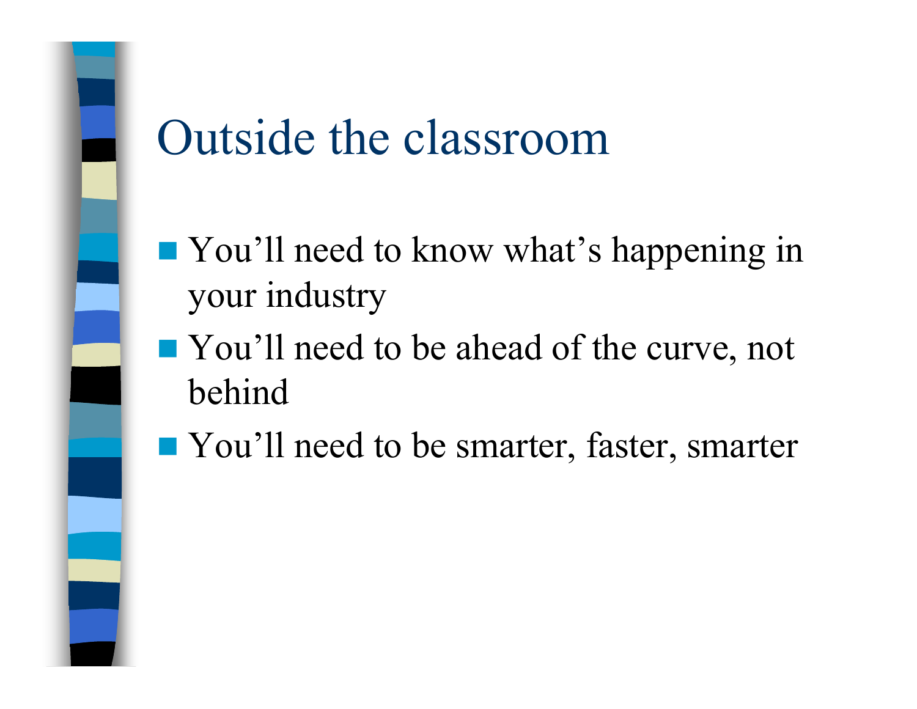# Outside the classroom

- You'll need to know what's happening in your industry
- You'll need to be ahead of the curve, not behind
- You'll need to be smarter, faster, smarter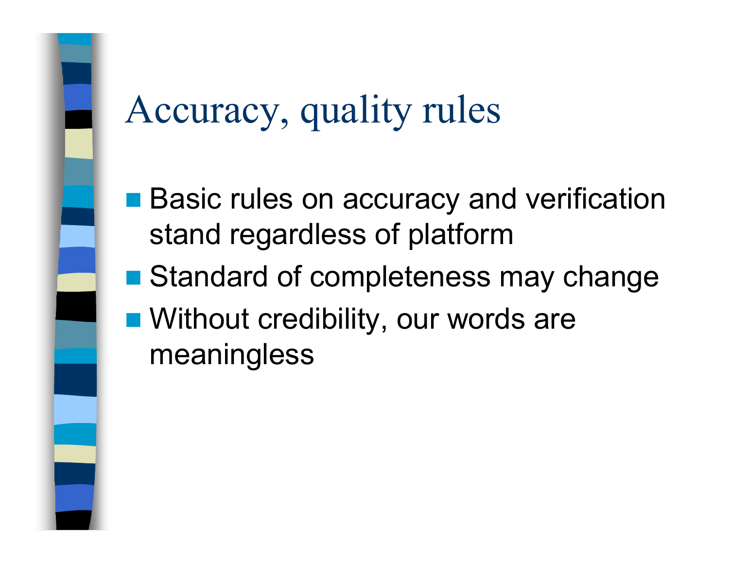# Accuracy, quality rules

- Basic rules on accuracy and verification stand regardless of platform
- Standard of completeness may change
- Without credibility, our words are meaningless